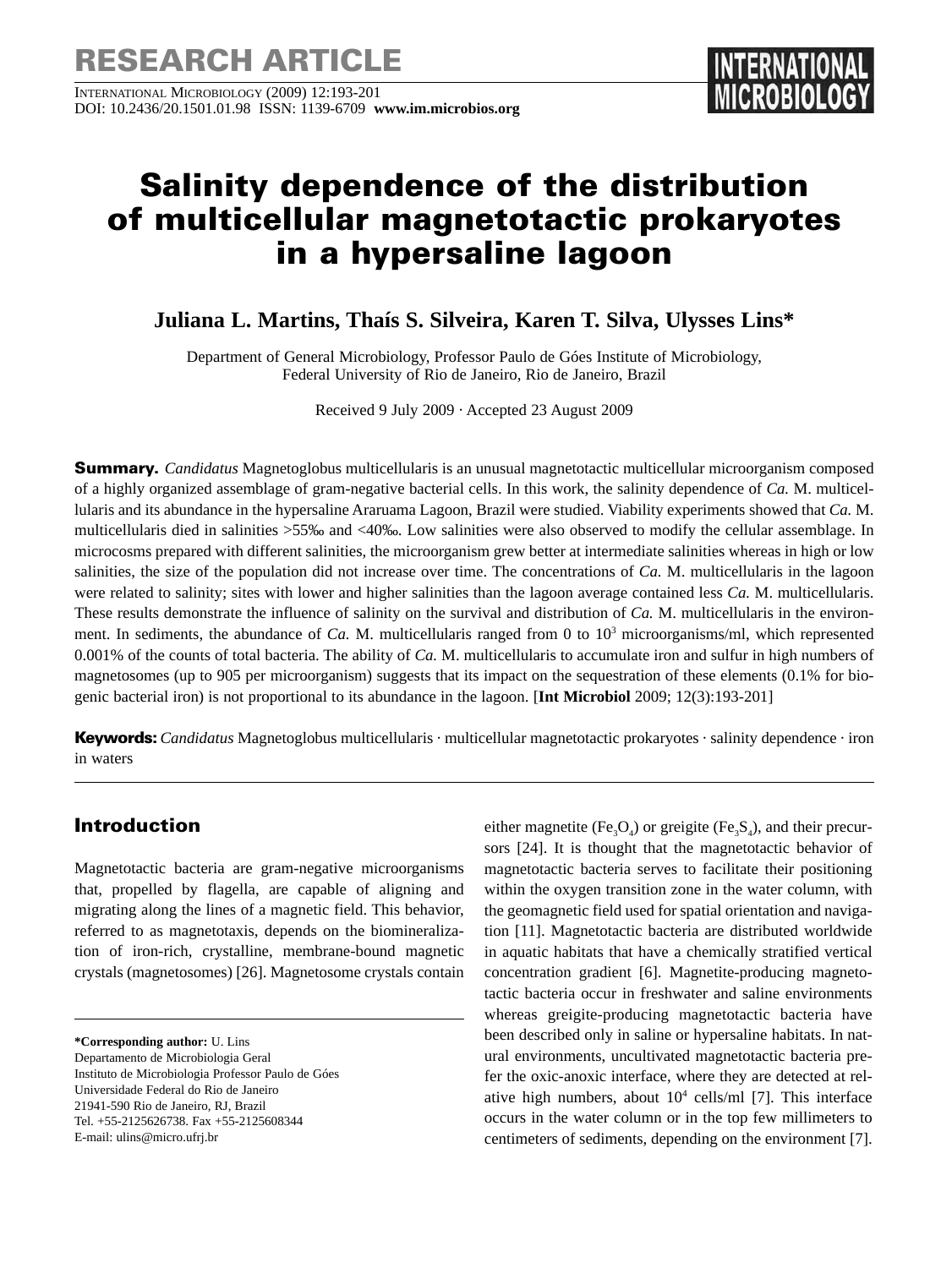RESEARCH ARTICLE

# Salinity dependence of the distribution of multicellular magnetotactic prokaryotes in a hypersaline lagoon

**Juliana L. Martins, Thaís S. Silveira, Karen T. Silva, Ulysses Lins***

Department of General Microbiology, Professor Paulo de Góes Institute of Microbiology, Federal University of Rio de Janeiro, Rio de Janeiro, Brazil

Received 9 July 2009 · Accepted 23 August 2009

**Summary.** *Candidatus* Magnetoglobus multicellularis is an unusual magnetotactic multicellular microorganism composed of a highly organized assemblage of gram-negative bacterial cells. In this work, the salinity dependence of *Ca.* M. multicellularis and its abundance in the hypersaline Araruama Lagoon, Brazil were studied. Viability experiments showed that *Ca.* M. multicellularis died in salinities >55‰ and <40‰. Low salinities were also observed to modify the cellular assemblage. In microcosms prepared with different salinities, the microorganism grew better at intermediate salinities whereas in high or low salinities, the size of the population did not increase over time. The concentrations of *Ca.* M. multicellularis in the lagoon were related to salinity; sites with lower and higher salinities than the lagoon average contained less *Ca.* M. multicellularis. These results demonstrate the influence of salinity on the survival and distribution of *Ca.* M. multicellularis in the environment. In sediments, the abundance of *Ca.* M. multicellularis ranged from 0 to $10^3$ microorganisms/ml, which represented 0.001% of the counts of total bacteria. The ability of *Ca.* M. multicellularis to accumulate iron and sulfur in high numbers of magnetosomes (up to 905 per microorganism) suggests that its impact on the sequestration of these elements (0.1% for biogenic bacterial iron) is not proportional to its abundance in the lagoon. [**Int Microbiol** 2009; 12(3):193-201]

**Keywords:** *Candidatus* Magnetoglobus multicellularis · multicellular magnetotactic prokaryotes · salinity dependence · iron in waters

## Introduction

Magnetotactic bacteria are gram-negative microorganisms that, propelled by flagella, are capable of aligning and migrating along the lines of a magnetic field. This behavior, referred to as magnetotaxis, depends on the biomineralization of iron-rich, crystalline, membrane-bound magnetic crystals (magnetosomes) [26]. Magnetosome crystals contain either magnetite ($Fe_3O_4$) or greigite ($Fe_3S_4$), and their precursors [24]. It is thought that the magnetotactic behavior of magnetotactic bacteria serves to facilitate their positioning within the oxygen transition zone in the water column, with the geomagnetic field used for spatial orientation and navigation [11]. Magnetotactic bacteria are distributed worldwide in aquatic habitats that have a chemically stratified vertical concentration gradient [6]. Magnetite-producing magnetotactic bacteria occur in freshwater and saline environments whereas greigite-producing magnetotactic bacteria have been described only in saline or hypersaline habitats. In natural environments, uncultivated magnetotactic bacteria prefer the oxic-anoxic interface, where they are detected at relative high numbers, about $10^4$ cells/ml [7]. This interface occurs in the water column or in the top few millimeters to centimeters of sediments, depending on the environment [7].

**\*Corresponding author:** U. Lins
Departamento de Microbiologia Geral
Instituto de Microbiologia Professor Paulo de Góes
Universidade Federal do Rio de Janeiro
21941-590 Rio de Janeiro, RJ, Brazil
Tel. +55-2125626738. Fax +55-2125608344
E-mail: ulins@micro.ufrj.br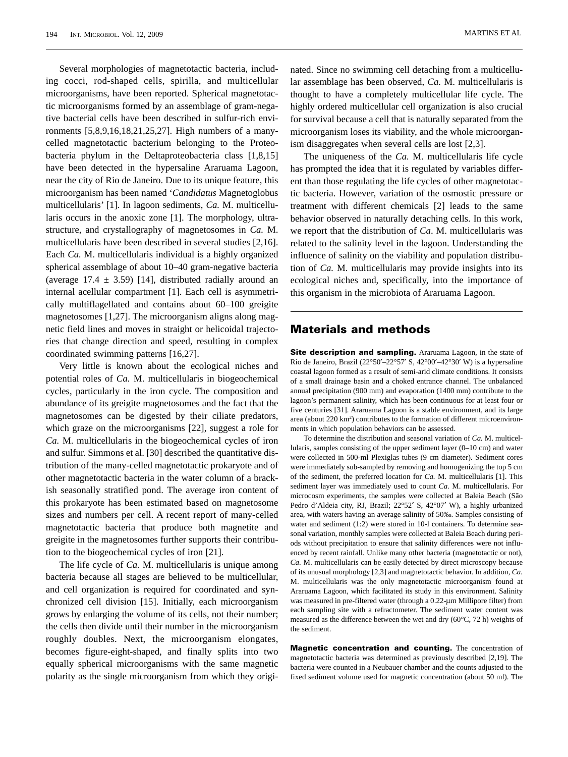Several morphologies of magnetotactic bacteria, including cocci, rod-shaped cells, spirilla, and multicellular microorganisms, have been reported. Spherical magnetotactic microorganisms formed by an assemblage of gram-negative bacterial cells have been described in sulfur-rich environments [5,8,9,16,18,21,25,27]. High numbers of a many-celled magnetotactic bacterium belonging to the Proteobacteria phylum in the Deltaproteobacteria class [1,8,15] have been detected in the hypersaline Araruama Lagoon, near the city of Rio de Janeiro. Due to its unique feature, this microorganism has been named '*Candidatus* Magnetoglobus multicellularis' [1]. In lagoon sediments, *Ca.* M. multicellularis occurs in the anoxic zone [1]. The morphology, ultrastructure, and crystallography of magnetosomes in *Ca.* M. multicellularis have been described in several studies [2,16]. Each *Ca.* M. multicellularis individual is a highly organized spherical assemblage of about 10–40 gram-negative bacteria (average 17.4 ± 3.59) [14], distributed radially around an internal acellular compartment [1]. Each cell is asymmetrically multiflagellated and contains about 60–100 greigite magnetosomes [1,27]. The microorganism aligns along magnetic field lines and moves in straight or helicoidal trajectories that change direction and speed, resulting in complex coordinated swimming patterns [16,27].

Very little is known about the ecological niches and potential roles of *Ca.* M. multicellularis in biogeochemical cycles, particularly in the iron cycle. The composition and abundance of its greigite magnetosomes and the fact that the magnetosomes can be digested by their ciliate predators, which graze on the microorganisms [22], suggest a role for *Ca.* M. multicellularis in the biogeochemical cycles of iron and sulfur. Simmons et al. [30] described the quantitative distribution of the many-celled magnetotactic prokaryote and of other magnetotactic bacteria in the water column of a brackish seasonally stratified pond. The average iron content of this prokaryote has been estimated based on magnetosome sizes and numbers per cell. A recent report of many-celled magnetotactic bacteria that produce both magnetite and greigite in the magnetosomes further supports their contribution to the biogeochemical cycles of iron [21].

The life cycle of *Ca.* M. multicellularis is unique among bacteria because all stages are believed to be multicellular, and cell organization is required for coordinated and synchronized cell division [15]. Initially, each microorganism grows by enlarging the volume of its cells, not their number; the cells then divide until their number in the microorganism roughly doubles. Next, the microorganism elongates, becomes figure-eight-shaped, and finally splits into two equally spherical microorganisms with the same magnetic polarity as the single microorganism from which they originated. Since no swimming cell detaching from a multicellular assemblage has been observed, *Ca.* M. multicellularis is thought to have a completely multicellular life cycle. The highly ordered multicellular cell organization is also crucial for survival because a cell that is naturally separated from the microorganism loses its viability, and the whole microorganism disaggregates when several cells are lost [2,3].

The uniqueness of the *Ca.* M. multicellularis life cycle has prompted the idea that it is regulated by variables different than those regulating the life cycles of other magnetotactic bacteria. However, variation of the osmostic pressure or treatment with different chemicals [2] leads to the same behavior observed in naturally detaching cells. In this work, we report that the distribution of *Ca*. M. multicellularis was related to the salinity level in the lagoon. Understanding the influence of salinity on the viability and population distribution of *Ca.* M. multicellularis may provide insights into its ecological niches and, specifically, into the importance of this organism in the microbiota of Araruama Lagoon.

## Materials and methods

**Site description and sampling.** Araruama Lagoon, in the state of Rio de Janeiro, Brazil (22°50′–22°57′ S, 42°00′–42°30′ W) is a hypersaline coastal lagoon formed as a result of semi-arid climate conditions. It consists of a small drainage basin and a choked entrance channel. The unbalanced annual precipitation (900 mm) and evaporation (1400 mm) contribute to the lagoon's permanent salinity, which has been continuous for at least four or five centuries [31]. Araruama Lagoon is a stable environment, and its large area (about 220 km$^2$) contributes to the formation of different microenvironments in which population behaviors can be assessed.

To determine the distribution and seasonal variation of *Ca.* M. multicellularis, samples consisting of the upper sediment layer (0–10 cm) and water were collected in 500-ml Plexiglas tubes (9 cm diameter). Sediment cores were immediately sub-sampled by removing and homogenizing the top 5 cm of the sediment, the preferred location for *Ca.* M. multicellularis [1]. This sediment layer was immediately used to count *Ca.* M. multicellularis. For microcosm experiments, the samples were collected at Baleia Beach (São Pedro d'Aldeia city, RJ, Brazil; 22°52′ S, 42°07′ W), a highly urbanized area, with waters having an average salinity of 50‰. Samples consisting of water and sediment (1:2) were stored in 10-l containers. To determine seasonal variation, monthly samples were collected at Baleia Beach during periods without precipitation to ensure that salinity differences were not influenced by recent rainfall. Unlike many other bacteria (magnetotactic or not), *Ca.* M. multicellularis can be easily detected by direct microscopy because of its unusual morphology [2,3] and magnetotactic behavior. In addition, *Ca.* M. multicellularis was the only magnetotactic microorganism found at Araruama Lagoon, which facilitated its study in this environment. Salinity was measured in pre-filtered water (through a 0.22-μm Millipore filter) from each sampling site with a refractometer. The sediment water content was measured as the difference between the wet and dry (60°C, 72 h) weights of the sediment.

**Magnetic concentration and counting.** The concentration of magnetotactic bacteria was determined as previously described [2,19]. The bacteria were counted in a Neubauer chamber and the counts adjusted to the fixed sediment volume used for magnetic concentration (about 50 ml). The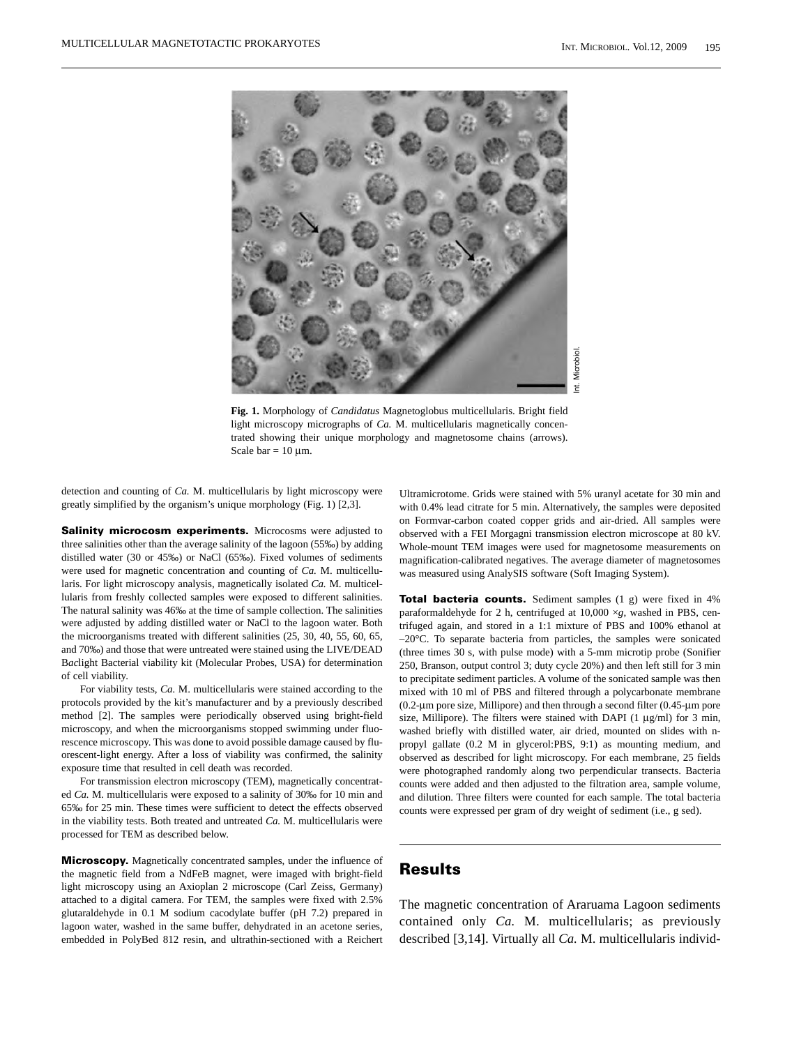**Fig. 1.** Morphology of *Candidatus* Magnetoglobus multicellularis. Bright field light microscopy micrographs of *Ca.* M. multicellularis magnetically concentrated showing their unique morphology and magnetosome chains (arrows). Scale bar = 10 µm.

detection and counting of *Ca.* M. multicellularis by light microscopy were greatly simplified by the organism's unique morphology (Fig. 1) [2,3].

**Salinity microcosm experiments.** Microcosms were adjusted to three salinities other than the average salinity of the lagoon (55‰) by adding distilled water (30 or 45‰) or NaCl (65‰). Fixed volumes of sediments were used for magnetic concentration and counting of *Ca.* M. multicellularis. For light microscopy analysis, magnetically isolated *Ca.* M. multicellularis from freshly collected samples were exposed to different salinities. The natural salinity was 46‰ at the time of sample collection. The salinities were adjusted by adding distilled water or NaCl to the lagoon water. Both the microorganisms treated with different salinities (25, 30, 40, 55, 60, 65, and 70‰) and those that were untreated were stained using the LIVE/DEAD B*ac*light Bacterial viability kit (Molecular Probes, USA) for determination of cell viability.

For viability tests, *Ca*. M. multicellularis were stained according to the protocols provided by the kit's manufacturer and by a previously described method [2]. The samples were periodically observed using bright-field microscopy, and when the microorganisms stopped swimming under fluorescence microscopy. This was done to avoid possible damage caused by fluorescent-light energy. After a loss of viability was confirmed, the salinity exposure time that resulted in cell death was recorded.

For transmission electron microscopy (TEM), magnetically concentrated *Ca.* M. multicellularis were exposed to a salinity of 30‰ for 10 min and 65‰ for 25 min. These times were sufficient to detect the effects observed in the viability tests. Both treated and untreated *Ca.* M. multicellularis were processed for TEM as described below.

**Microscopy.** Magnetically concentrated samples, under the influence of the magnetic field from a NdFeB magnet, were imaged with bright-field light microscopy using an Axioplan 2 microscope (Carl Zeiss, Germany) attached to a digital camera. For TEM, the samples were fixed with 2.5% glutaraldehyde in 0.1 M sodium cacodylate buffer (pH 7.2) prepared in lagoon water, washed in the same buffer, dehydrated in an acetone series, embedded in PolyBed 812 resin, and ultrathin-sectioned with a Reichert Ultramicrotome. Grids were stained with 5% uranyl acetate for 30 min and with 0.4% lead citrate for 5 min. Alternatively, the samples were deposited on Formvar-carbon coated copper grids and air-dried. All samples were observed with a FEI Morgagni transmission electron microscope at 80 kV. Whole-mount TEM images were used for magnetosome measurements on magnification-calibrated negatives. The average diameter of magnetosomes was measured using AnalySIS software (Soft Imaging System).

**Total bacteria counts.** Sediment samples (1 g) were fixed in 4% paraformaldehyde for 2 h, centrifuged at 10,000 ×*g*, washed in PBS, centrifuged again, and stored in a 1:1 mixture of PBS and 100% ethanol at –20°C. To separate bacteria from particles, the samples were sonicated (three times 30 s, with pulse mode) with a 5-mm microtip probe (Sonifier 250, Branson, output control 3; duty cycle 20%) and then left still for 3 min to precipitate sediment particles. A volume of the sonicated sample was then mixed with 10 ml of PBS and filtered through a polycarbonate membrane (0.2-µm pore size, Millipore) and then through a second filter (0.45-µm pore size, Millipore). The filters were stained with DAPI (1 µg/ml) for 3 min, washed briefly with distilled water, air dried, mounted on slides with n-propyl gallate (0.2 M in glycerol:PBS, 9:1) as mounting medium, and observed as described for light microscopy. For each membrane, 25 fields were photographed randomly along two perpendicular transects. Bacteria counts were added and then adjusted to the filtration area, sample volume, and dilution. Three filters were counted for each sample. The total bacteria counts were expressed per gram of dry weight of sediment (i.e., g sed).

## Results

The magnetic concentration of Araruama Lagoon sediments contained only *Ca.* M. multicellularis; as previously described [3,14]. Virtually all *Ca.* M. multicellularis individ-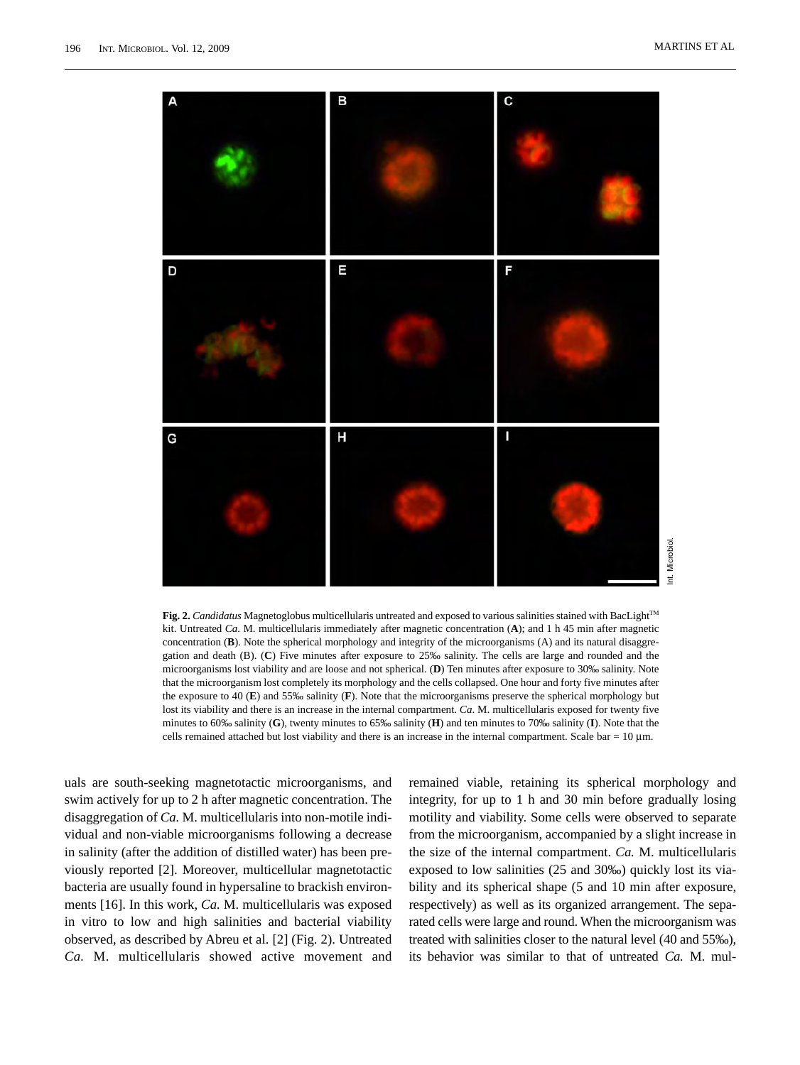**Fig. 2.** *Candidatus* Magnetoglobus multicellularis untreated and exposed to various salinities stained with BacLight™ kit. Untreated *Ca.* M. multicellularis immediately after magnetic concentration (**A**); and 1 h 45 min after magnetic concentration (**B**). Note the spherical morphology and integrity of the microorganisms (A) and its natural disaggregation and death (B). (**C**) Five minutes after exposure to 25‰ salinity. The cells are large and rounded and the microorganisms lost viability and are loose and not spherical. (**D**) Ten minutes after exposure to 30‰ salinity. Note that the microorganism lost completely its morphology and the cells collapsed. One hour and forty five minutes after the exposure to 40 (**E**) and 55‰ salinity (**F**). Note that the microorganisms preserve the spherical morphology but lost its viability and there is an increase in the internal compartment. *Ca*. M. multicellularis exposed for twenty five minutes to 60‰ salinity (**G**), twenty minutes to 65‰ salinity (**H**) and ten minutes to 70‰ salinity (**I**). Note that the cells remained attached but lost viability and there is an increase in the internal compartment. Scale bar = 10 µm.

uals are south-seeking magnetotactic microorganisms, and swim actively for up to 2 h after magnetic concentration. The disaggregation of *Ca.* M. multicellularis into non-motile individual and non-viable microorganisms following a decrease in salinity (after the addition of distilled water) has been previously reported [2]. Moreover, multicellular magnetotactic bacteria are usually found in hypersaline to brackish environments [16]. In this work, *Ca.* M. multicellularis was exposed in vitro to low and high salinities and bacterial viability observed, as described by Abreu et al. [2] (Fig. 2). Untreated *Ca*. M. multicellularis showed active movement and remained viable, retaining its spherical morphology and integrity, for up to 1 h and 30 min before gradually losing motility and viability. Some cells were observed to separate from the microorganism, accompanied by a slight increase in the size of the internal compartment. *Ca.* M. multicellularis exposed to low salinities (25 and 30‰) quickly lost its viability and its spherical shape (5 and 10 min after exposure, respectively) as well as its organized arrangement. The separated cells were large and round. When the microorganism was treated with salinities closer to the natural level (40 and 55‰), its behavior was similar to that of untreated *Ca.* M. mul-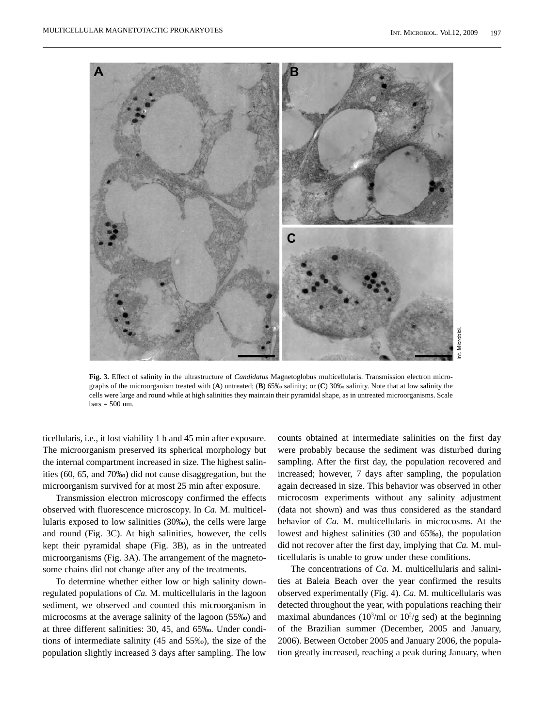**Fig. 3.** Effect of salinity in the ultrastructure of *Candidatus* Magnetoglobus multicellularis. Transmission electron micrographs of the microorganism treated with (**A**) untreated; (**B**) 65‰ salinity; or (**C**) 30‰ salinity. Note that at low salinity the cells were large and round while at high salinities they maintain their pyramidal shape, as in untreated microorganisms. Scale bars = 500 nm.

ticellularis, i.e., it lost viability 1 h and 45 min after exposure. The microorganism preserved its spherical morphology but the internal compartment increased in size. The highest salinities (60, 65, and 70‰) did not cause disaggregation, but the microorganism survived for at most 25 min after exposure.

Transmission electron microscopy confirmed the effects observed with fluorescence microscopy. In *Ca.* M. multicellularis exposed to low salinities (30‰), the cells were large and round (Fig. 3C). At high salinities, however, the cells kept their pyramidal shape (Fig. 3B), as in the untreated microorganisms (Fig. 3A). The arrangement of the magnetosome chains did not change after any of the treatments.

To determine whether either low or high salinity downregulated populations of *Ca.* M. multicellularis in the lagoon sediment, we observed and counted this microorganism in microcosms at the average salinity of the lagoon (55‰) and at three different salinities: 30, 45, and 65‰. Under conditions of intermediate salinity (45 and 55‰), the size of the population slightly increased 3 days after sampling. The low counts obtained at intermediate salinities on the first day were probably because the sediment was disturbed during sampling. After the first day, the population recovered and increased; however, 7 days after sampling, the population again decreased in size. This behavior was observed in other microcosm experiments without any salinity adjustment (data not shown) and was thus considered as the standard behavior of *Ca.* M. multicellularis in microcosms. At the lowest and highest salinities (30 and 65‰), the population did not recover after the first day, implying that *Ca.* M. multicellularis is unable to grow under these conditions.

The concentrations of *Ca.* M. multicellularis and salinities at Baleia Beach over the year confirmed the results observed experimentally (Fig. 4). *Ca.* M. multicellularis was detected throughout the year, with populations reaching their maximal abundances ($10^3$/ml or $10^2$/g sed) at the beginning of the Brazilian summer (December, 2005 and January, 2006). Between October 2005 and January 2006, the population greatly increased, reaching a peak during January, when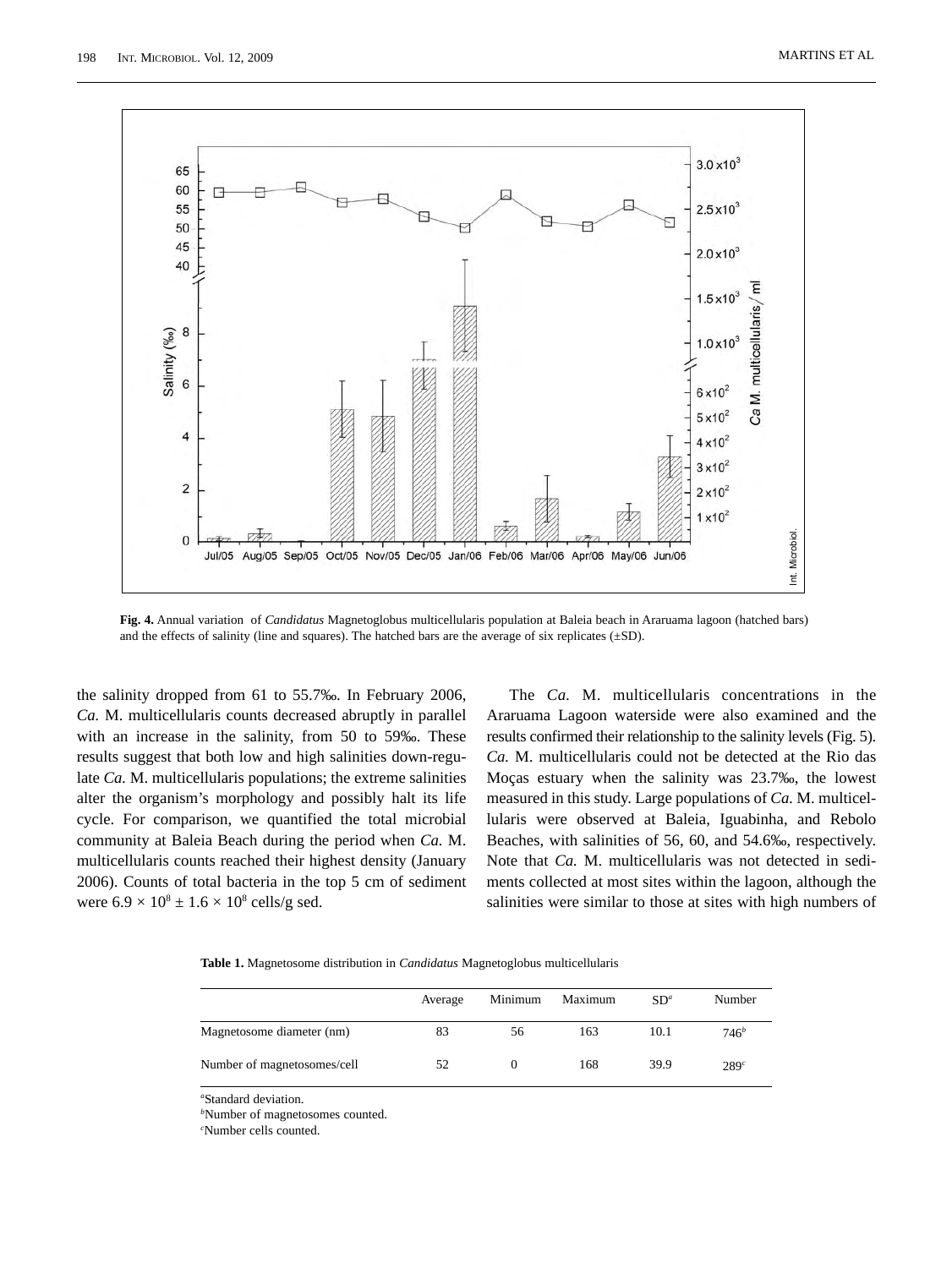**Fig. 4.** Annual variation of *Candidatus* Magnetoglobus multicellularis population at Baleia beach in Araruama lagoon (hatched bars) and the effects of salinity (line and squares). The hatched bars are the average of six replicates (±SD).

the salinity dropped from 61 to 55.7‰. In February 2006, *Ca.* M. multicellularis counts decreased abruptly in parallel with an increase in the salinity, from 50 to 59‰. These results suggest that both low and high salinities down-regulate *Ca.* M. multicellularis populations; the extreme salinities alter the organism's morphology and possibly halt its life cycle. For comparison, we quantified the total microbial community at Baleia Beach during the period when *Ca.* M. multicellularis counts reached their highest density (January 2006). Counts of total bacteria in the top 5 cm of sediment were $6.9 \times 10^8 \pm 1.6 \times 10^8$ cells/g sed.

The *Ca.* M. multicellularis concentrations in the Araruama Lagoon waterside were also examined and the results confirmed their relationship to the salinity levels (Fig. 5). *Ca.* M. multicellularis could not be detected at the Rio das Moças estuary when the salinity was 23.7‰, the lowest measured in this study. Large populations of *Ca.* M. multicellularis were observed at Baleia, Iguabinha, and Rebolo Beaches, with salinities of 56, 60, and 54.6‰, respectively. Note that *Ca.* M. multicellularis was not detected in sediments collected at most sites within the lagoon, although the salinities were similar to those at sites with high numbers of

**Table 1.** Magnetosome distribution in *Candidatus* Magnetoglobus multicellularis

| | Average | Minimum | Maximum | SD[a] | Number |
|---|---|---|---|---|---|
| Magnetosome diameter (nm) | 83 | 56 | 163 | 10.1 | 746[b] |
| Number of magnetosomes/cell | 52 | 0 | 168 | 39.9 | 289[c] |

[a]Standard deviation.
[b]Number of magnetosomes counted.
[c]Number cells counted.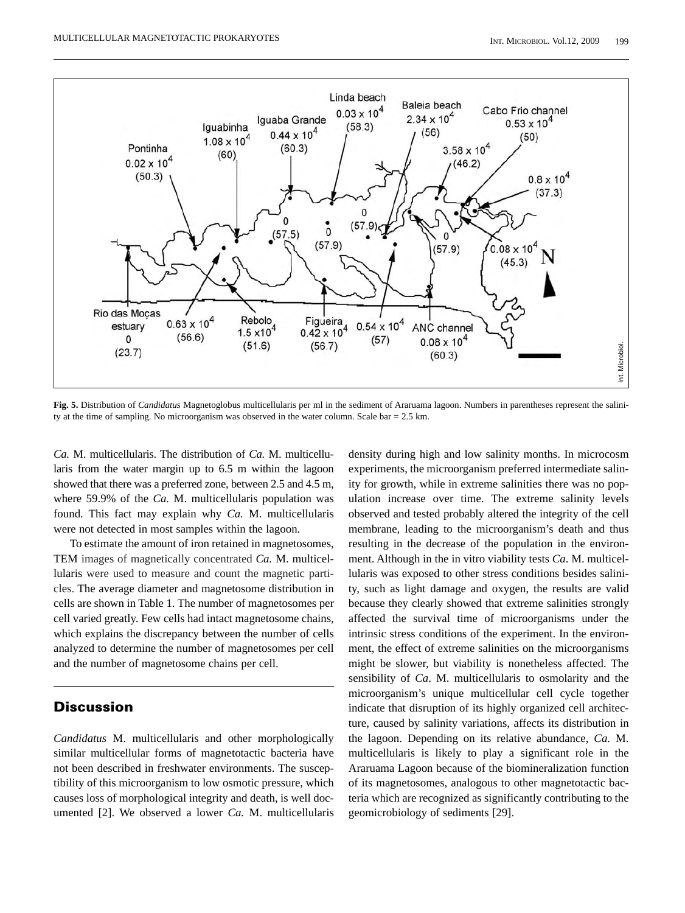**Fig. 5.** Distribution of *Candidatus* Magnetoglobus multicellularis per ml in the sediment of Araruama lagoon. Numbers in parentheses represent the salinity at the time of sampling. No microorganism was observed in the water column. Scale bar = 2.5 km.

*Ca.* M. multicellularis. The distribution of *Ca.* M. multicellularis from the water margin up to 6.5 m within the lagoon showed that there was a preferred zone, between 2.5 and 4.5 m, where 59.9% of the *Ca.* M. multicellularis population was found. This fact may explain why *Ca.* M. multicellularis were not detected in most samples within the lagoon.

To estimate the amount of iron retained in magnetosomes, TEM images of magnetically concentrated *Ca.* M. multicellularis were used to measure and count the magnetic particles. The average diameter and magnetosome distribution in cells are shown in Table 1. The number of magnetosomes per cell varied greatly. Few cells had intact magnetosome chains, which explains the discrepancy between the number of cells analyzed to determine the number of magnetosomes per cell and the number of magnetosome chains per cell.

## Discussion

*Candidatus* M. multicellularis and other morphologically similar multicellular forms of magnetotactic bacteria have not been described in freshwater environments. The susceptibility of this microorganism to low osmotic pressure, which causes loss of morphological integrity and death, is well documented [2]. We observed a lower *Ca.* M. multicellularis density during high and low salinity months. In microcosm experiments, the microorganism preferred intermediate salinity for growth, while in extreme salinities there was no population increase over time. The extreme salinity levels observed and tested probably altered the integrity of the cell membrane, leading to the microorganism's death and thus resulting in the decrease of the population in the environment. Although in the in vitro viability tests *Ca*. M. multicellularis was exposed to other stress conditions besides salinity, such as light damage and oxygen, the results are valid because they clearly showed that extreme salinities strongly affected the survival time of microorganisms under the intrinsic stress conditions of the experiment. In the environment, the effect of extreme salinities on the microorganisms might be slower, but viability is nonetheless affected. The sensibility of *Ca*. M. multicellularis to osmolarity and the microorganism's unique multicellular cell cycle together indicate that disruption of its highly organized cell architecture, caused by salinity variations, affects its distribution in the lagoon. Depending on its relative abundance, *Ca.* M. multicellularis is likely to play a significant role in the Araruama Lagoon because of the biomineralization function of its magnetosomes, analogous to other magnetotactic bacteria which are recognized as significantly contributing to the geomicrobiology of sediments [29].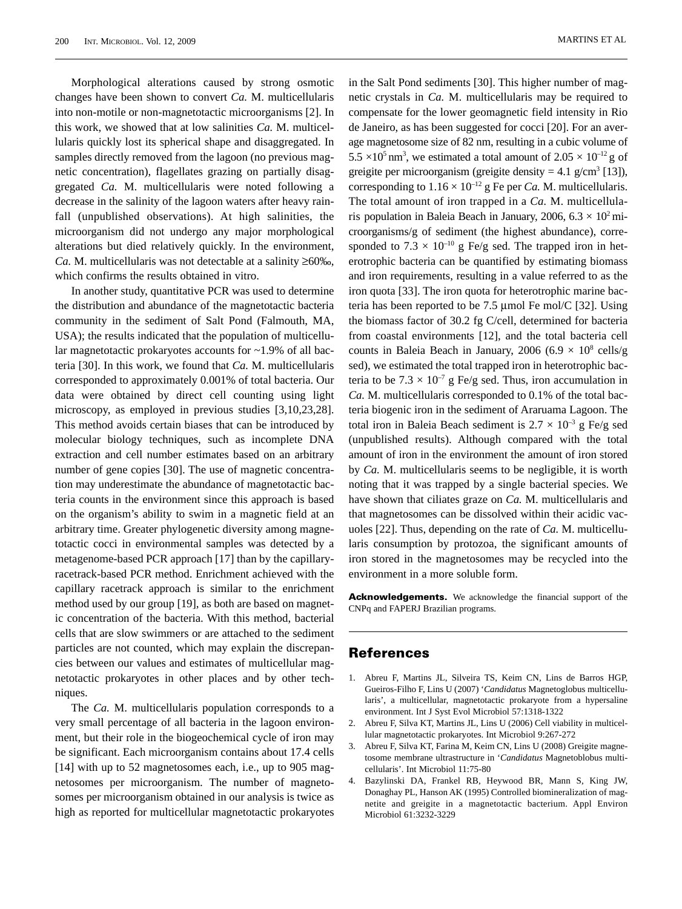Morphological alterations caused by strong osmotic changes have been shown to convert *Ca.* M. multicellularis into non-motile or non-magnetotactic microorganisms [2]. In this work, we showed that at low salinities *Ca.* M. multicellularis quickly lost its spherical shape and disaggregated. In samples directly removed from the lagoon (no previous magnetic concentration), flagellates grazing on partially disaggregated *Ca.* M. multicellularis were noted following a decrease in the salinity of the lagoon waters after heavy rainfall (unpublished observations). At high salinities, the microorganism did not undergo any major morphological alterations but died relatively quickly. In the environment, *Ca.* M. multicellularis was not detectable at a salinity ≥60‰, which confirms the results obtained in vitro.

In another study, quantitative PCR was used to determine the distribution and abundance of the magnetotactic bacteria community in the sediment of Salt Pond (Falmouth, MA, USA); the results indicated that the population of multicellular magnetotactic prokaryotes accounts for ~1.9% of all bacteria [30]. In this work, we found that *Ca.* M. multicellularis corresponded to approximately 0.001% of total bacteria. Our data were obtained by direct cell counting using light microscopy, as employed in previous studies [3,10,23,28]. This method avoids certain biases that can be introduced by molecular biology techniques, such as incomplete DNA extraction and cell number estimates based on an arbitrary number of gene copies [30]. The use of magnetic concentration may underestimate the abundance of magnetotactic bacteria counts in the environment since this approach is based on the organism's ability to swim in a magnetic field at an arbitrary time. Greater phylogenetic diversity among magnetotactic cocci in environmental samples was detected by a metagenome-based PCR approach [17] than by the capillary-racetrack-based PCR method. Enrichment achieved with the capillary racetrack approach is similar to the enrichment method used by our group [19], as both are based on magnetic concentration of the bacteria. With this method, bacterial cells that are slow swimmers or are attached to the sediment particles are not counted, which may explain the discrepancies between our values and estimates of multicellular magnetotactic prokaryotes in other places and by other techniques.

The *Ca.* M. multicellularis population corresponds to a very small percentage of all bacteria in the lagoon environment, but their role in the biogeochemical cycle of iron may be significant. Each microorganism contains about 17.4 cells [14] with up to 52 magnetosomes each, i.e., up to 905 magnetosomes per microorganism. The number of magnetosomes per microorganism obtained in our analysis is twice as high as reported for multicellular magnetotactic prokaryotes in the Salt Pond sediments [30]. This higher number of magnetic crystals in *Ca.* M. multicellularis may be required to compensate for the lower geomagnetic field intensity in Rio de Janeiro, as has been suggested for cocci [20]. For an average magnetosome size of 82 nm, resulting in a cubic volume of $5.5 \times 10^5$ nm$^3$, we estimated a total amount of $2.05 \times 10^{-12}$ g of greigite per microorganism (greigite density = 4.1 g/cm$^3$ [13]), corresponding to $1.16 \times 10^{-12}$ g Fe per *Ca.* M. multicellularis. The total amount of iron trapped in a *Ca.* M. multicellularis population in Baleia Beach in January, 2006, $6.3 \times 10^2$ microorganisms/g of sediment (the highest abundance), corresponded to $7.3 \times 10^{-10}$ g Fe/g sed. The trapped iron in heterotrophic bacteria can be quantified by estimating biomass and iron requirements, resulting in a value referred to as the iron quota [33]. The iron quota for heterotrophic marine bacteria has been reported to be 7.5 µmol Fe mol/C [32]. Using the biomass factor of 30.2 fg C/cell, determined for bacteria from coastal environments [12], and the total bacteria cell counts in Baleia Beach in January, 2006 ($6.9 \times 10^8$ cells/g sed), we estimated the total trapped iron in heterotrophic bacteria to be $7.3 \times 10^{-7}$ g Fe/g sed. Thus, iron accumulation in *Ca.* M. multicellularis corresponded to 0.1% of the total bacteria biogenic iron in the sediment of Araruama Lagoon. The total iron in Baleia Beach sediment is $2.7 \times 10^{-3}$ g Fe/g sed (unpublished results). Although compared with the total amount of iron in the environment the amount of iron stored by *Ca.* M. multicellularis seems to be negligible, it is worth noting that it was trapped by a single bacterial species. We have shown that ciliates graze on *Ca.* M. multicellularis and that magnetosomes can be dissolved within their acidic vacuoles [22]. Thus, depending on the rate of *Ca.* M. multicellularis consumption by protozoa, the significant amounts of iron stored in the magnetosomes may be recycled into the environment in a more soluble form.

**Acknowledgements.** We acknowledge the financial support of the CNPq and FAPERJ Brazilian programs.

## References

1. Abreu F, Martins JL, Silveira TS, Keim CN, Lins de Barros HGP, Gueiros-Filho F, Lins U (2007) '*Candidatus* Magnetoglobus multicellularis', a multicellular, magnetotactic prokaryote from a hypersaline environment. Int J Syst Evol Microbiol 57:1318-1322
2. Abreu F, Silva KT, Martins JL, Lins U (2006) Cell viability in multicellular magnetotactic prokaryotes. Int Microbiol 9:267-272
3. Abreu F, Silva KT, Farina M, Keim CN, Lins U (2008) Greigite magnetosome membrane ultrastructure in '*Candidatus* Magnetoblobus multicellularis'. Int Microbiol 11:75-80
4. Bazylinski DA, Frankel RB, Heywood BR, Mann S, King JW, Donaghay PL, Hanson AK (1995) Controlled biomineralization of magnetite and greigite in a magnetotactic bacterium. Appl Environ Microbiol 61:3232-3229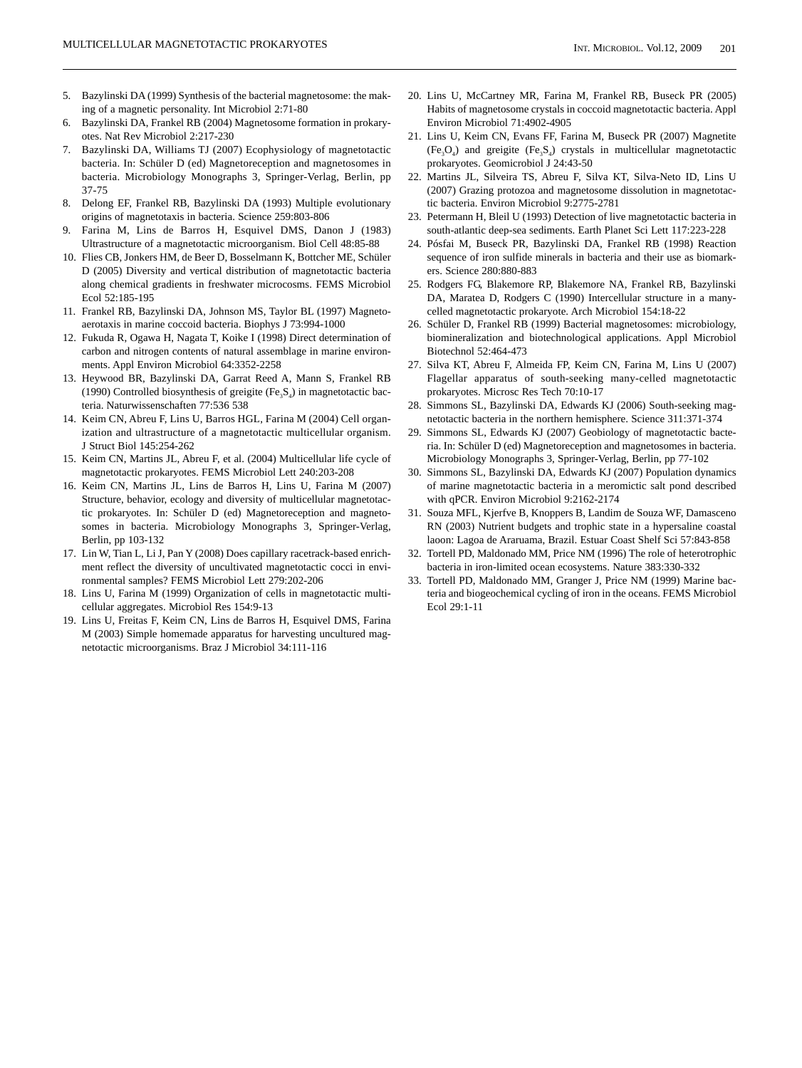5. Bazylinski DA (1999) Synthesis of the bacterial magnetosome: the making of a magnetic personality. Int Microbiol 2:71-80
6. Bazylinski DA, Frankel RB (2004) Magnetosome formation in prokaryotes. Nat Rev Microbiol 2:217-230
7. Bazylinski DA, Williams TJ (2007) Ecophysiology of magnetotactic bacteria. In: Schüler D (ed) Magnetoreception and magnetosomes in bacteria. Microbiology Monographs 3, Springer-Verlag, Berlin, pp 37-75
8. Delong EF, Frankel RB, Bazylinski DA (1993) Multiple evolutionary origins of magnetotaxis in bacteria. Science 259:803-806
9. Farina M, Lins de Barros H, Esquivel DMS, Danon J (1983) Ultrastructure of a magnetotactic microorganism. Biol Cell 48:85-88
10. Flies CB, Jonkers HM, de Beer D, Bosselmann K, Bottcher ME, Schüler D (2005) Diversity and vertical distribution of magnetotactic bacteria along chemical gradients in freshwater microcosms. FEMS Microbiol Ecol 52:185-195
11. Frankel RB, Bazylinski DA, Johnson MS, Taylor BL (1997) Magneto-aerotaxis in marine coccoid bacteria. Biophys J 73:994-1000
12. Fukuda R, Ogawa H, Nagata T, Koike I (1998) Direct determination of carbon and nitrogen contents of natural assemblage in marine environments. Appl Environ Microbiol 64:3352-2258
13. Heywood BR, Bazylinski DA, Garrat Reed A, Mann S, Frankel RB (1990) Controlled biosynthesis of greigite ($Fe_3S_4$) in magnetotactic bacteria. Naturwissenschaften 77:536 538
14. Keim CN, Abreu F, Lins U, Barros HGL, Farina M (2004) Cell organization and ultrastructure of a magnetotactic multicellular organism. J Struct Biol 145:254-262
15. Keim CN, Martins JL, Abreu F, et al. (2004) Multicellular life cycle of magnetotactic prokaryotes. FEMS Microbiol Lett 240:203-208
16. Keim CN, Martins JL, Lins de Barros H, Lins U, Farina M (2007) Structure, behavior, ecology and diversity of multicellular magnetotactic prokaryotes. In: Schüler D (ed) Magnetoreception and magnetosomes in bacteria. Microbiology Monographs 3, Springer-Verlag, Berlin, pp 103-132
17. Lin W, Tian L, Li J, Pan Y (2008) Does capillary racetrack-based enrichment reflect the diversity of uncultivated magnetotactic cocci in environmental samples? FEMS Microbiol Lett 279:202-206
18. Lins U, Farina M (1999) Organization of cells in magnetotactic multicellular aggregates. Microbiol Res 154:9-13
19. Lins U, Freitas F, Keim CN, Lins de Barros H, Esquivel DMS, Farina M (2003) Simple homemade apparatus for harvesting uncultured magnetotactic microorganisms. Braz J Microbiol 34:111-116
20. Lins U, McCartney MR, Farina M, Frankel RB, Buseck PR (2005) Habits of magnetosome crystals in coccoid magnetotactic bacteria. Appl Environ Microbiol 71:4902-4905
21. Lins U, Keim CN, Evans FF, Farina M, Buseck PR (2007) Magnetite ($Fe_3O_4$) and greigite ($Fe_3S_4$) crystals in multicellular magnetotactic prokaryotes. Geomicrobiol J 24:43-50
22. Martins JL, Silveira TS, Abreu F, Silva KT, Silva-Neto ID, Lins U (2007) Grazing protozoa and magnetosome dissolution in magnetotactic bacteria. Environ Microbiol 9:2775-2781
23. Petermann H, Bleil U (1993) Detection of live magnetotactic bacteria in south-atlantic deep-sea sediments. Earth Planet Sci Lett 117:223-228
24. Pósfai M, Buseck PR, Bazylinski DA, Frankel RB (1998) Reaction sequence of iron sulfide minerals in bacteria and their use as biomarkers. Science 280:880-883
25. Rodgers FG, Blakemore RP, Blakemore NA, Frankel RB, Bazylinski DA, Maratea D, Rodgers C (1990) Intercellular structure in a many-celled magnetotactic prokaryote. Arch Microbiol 154:18-22
26. Schüler D, Frankel RB (1999) Bacterial magnetosomes: microbiology, biomineralization and biotechnological applications. Appl Microbiol Biotechnol 52:464-473
27. Silva KT, Abreu F, Almeida FP, Keim CN, Farina M, Lins U (2007) Flagellar apparatus of south-seeking many-celled magnetotactic prokaryotes. Microsc Res Tech 70:10-17
28. Simmons SL, Bazylinski DA, Edwards KJ (2006) South-seeking magnetotactic bacteria in the northern hemisphere. Science 311:371-374
29. Simmons SL, Edwards KJ (2007) Geobiology of magnetotactic bacteria. In: Schüler D (ed) Magnetoreception and magnetosomes in bacteria. Microbiology Monographs 3, Springer-Verlag, Berlin, pp 77-102
30. Simmons SL, Bazylinski DA, Edwards KJ (2007) Population dynamics of marine magnetotactic bacteria in a meromictic salt pond described with qPCR. Environ Microbiol 9:2162-2174
31. Souza MFL, Kjerfve B, Knoppers B, Landim de Souza WF, Damasceno RN (2003) Nutrient budgets and trophic state in a hypersaline coastal laoon: Lagoa de Araruama, Brazil. Estuar Coast Shelf Sci 57:843-858
32. Tortell PD, Maldonado MM, Price NM (1996) The role of heterotrophic bacteria in iron-limited ocean ecosystems. Nature 383:330-332
33. Tortell PD, Maldonado MM, Granger J, Price NM (1999) Marine bacteria and biogeochemical cycling of iron in the oceans. FEMS Microbiol Ecol 29:1-11